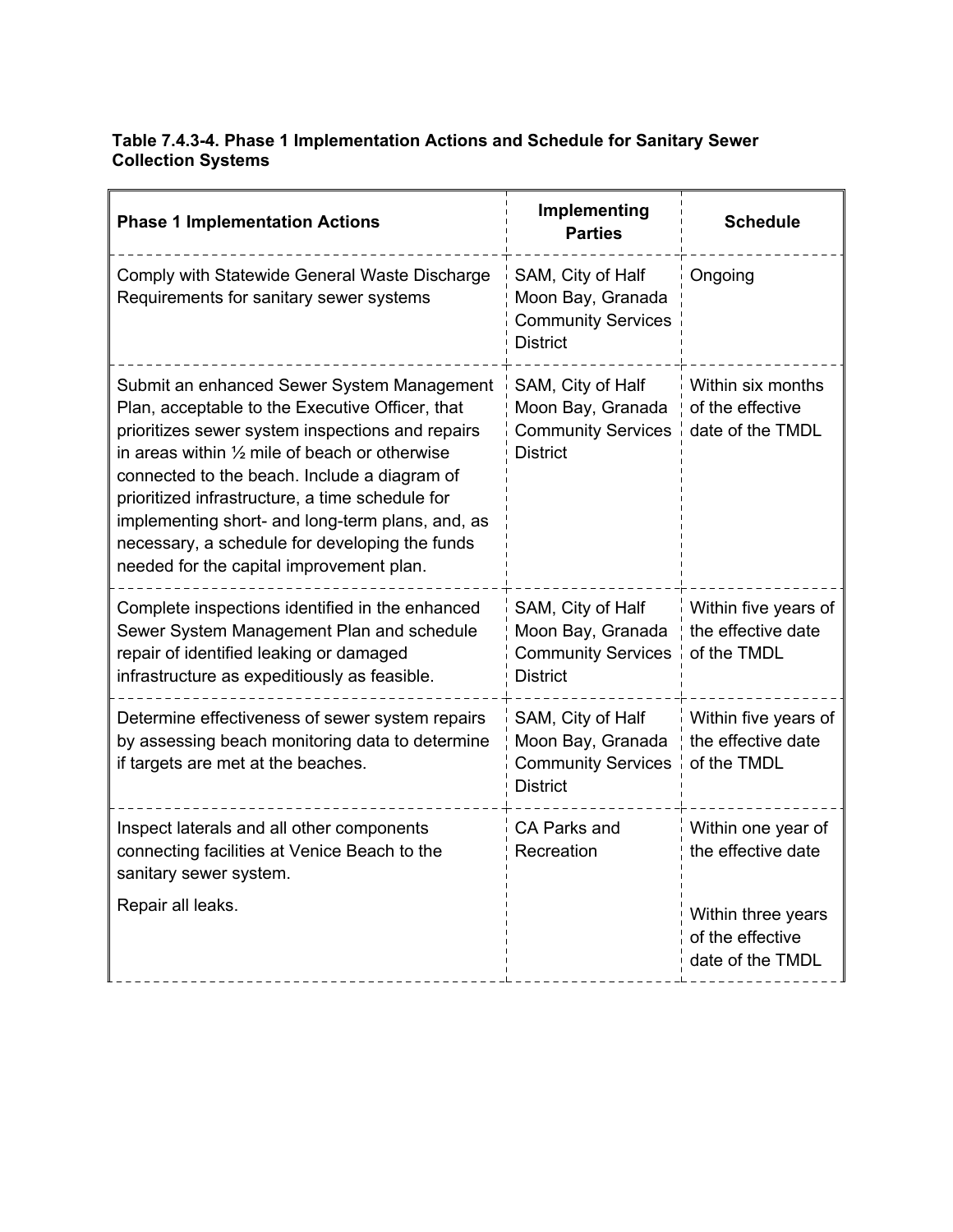**Table 7.4.3-4. Phase 1 Implementation Actions and Schedule for Sanitary Sewer Collection Systems**

| Phase 1 Implementation Actions | Implementing Parties | Schedule |
| --- | --- | --- |
| Comply with Statewide General Waste Discharge Requirements for sanitary sewer systems | SAM, City of Half Moon Bay, Granada Community Services District | Ongoing |
| Submit an enhanced Sewer System Management Plan, acceptable to the Executive Officer, that prioritizes sewer system inspections and repairs in areas within ½ mile of beach or otherwise connected to the beach. Include a diagram of prioritized infrastructure, a time schedule for implementing short- and long-term plans, and, as necessary, a schedule for developing the funds needed for the capital improvement plan. | SAM, City of Half Moon Bay, Granada Community Services District | Within six months of the effective date of the TMDL |
| Complete inspections identified in the enhanced Sewer System Management Plan and schedule repair of identified leaking or damaged infrastructure as expeditiously as feasible. | SAM, City of Half Moon Bay, Granada Community Services District | Within five years of the effective date of the TMDL |
| Determine effectiveness of sewer system repairs by assessing beach monitoring data to determine if targets are met at the beaches. | SAM, City of Half Moon Bay, Granada Community Services District | Within five years of the effective date of the TMDL |
| Inspect laterals and all other components connecting facilities at Venice Beach to the sanitary sewer system.<br><br>Repair all leaks. | CA Parks and Recreation | Within one year of the effective date<br><br>Within three years of the effective date of the TMDL |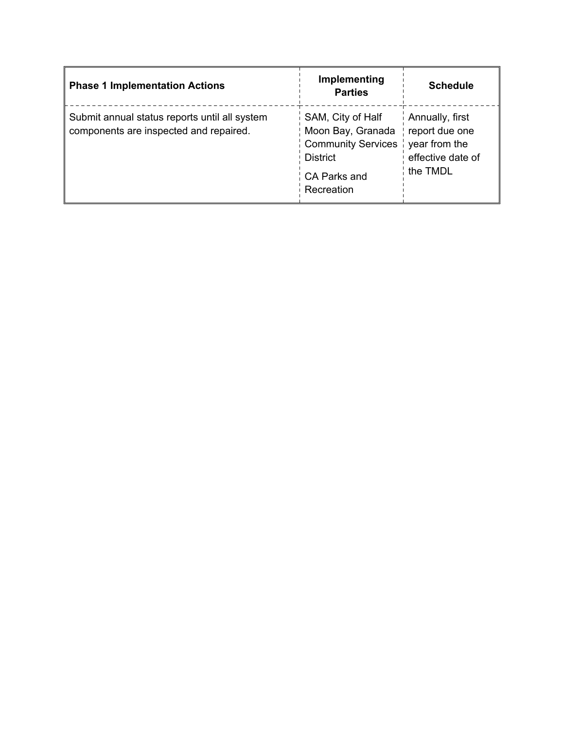| Phase 1 Implementation Actions | Implementing Parties | Schedule |
|---|---|---|
| Submit annual status reports until all system components are inspected and repaired. | SAM, City of Half Moon Bay, Granada Community Services District<br>CA Parks and Recreation | Annually, first report due one year from the effective date of the TMDL |